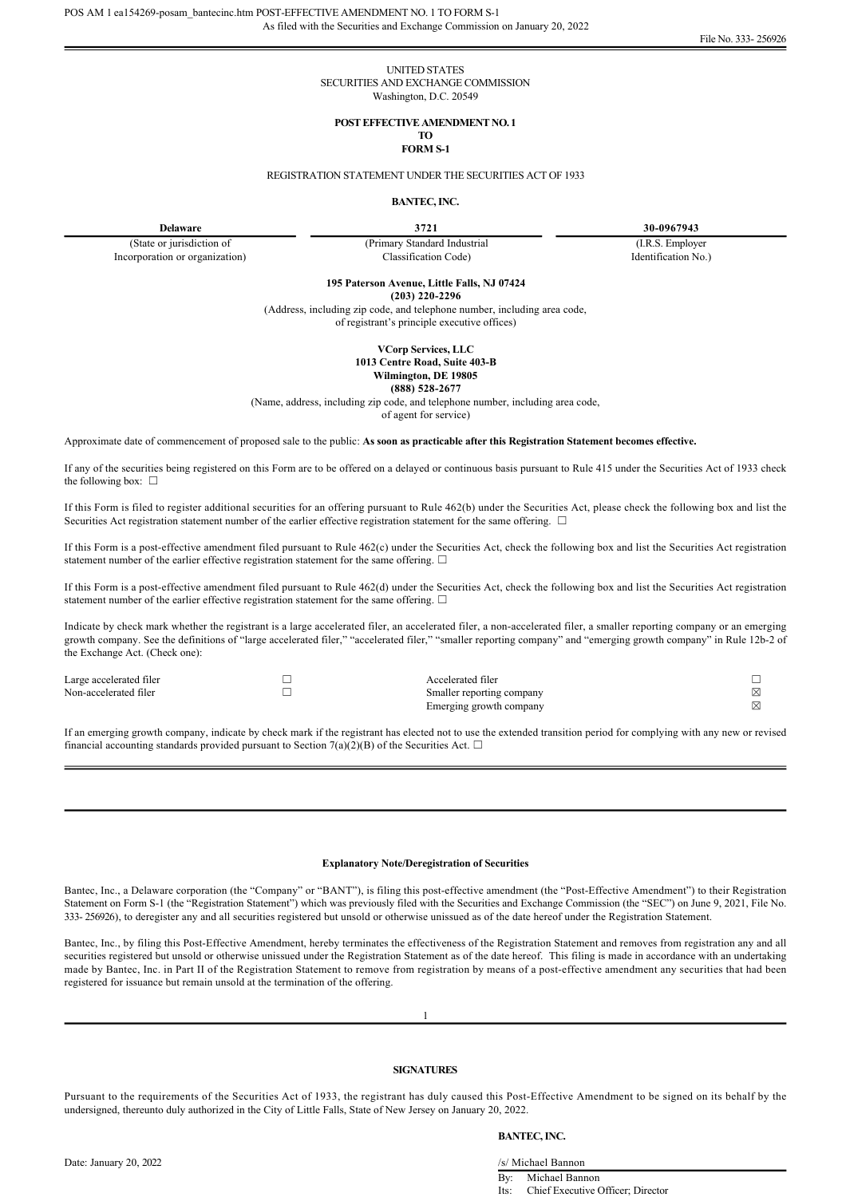POS AM 1 ea154269-posam_bantecinc.htm POST-EFFECTIVE AMENDMENT NO. 1 TO FORM S-1

As filed with the Securities and Exchange Commission on January 20, 2022

File No. 333- 256926

UNITED STATES
SECURITIES AND EXCHANGE COMMISSION
Washington, D.C. 20549

**POST EFFECTIVE AMENDMENT NO. 1**
**TO**
**FORM S-1**

REGISTRATION STATEMENT UNDER THE SECURITIES ACT OF 1933

**BANTEC, INC.**

| **Delaware** | **3721** | **30-0967943** |
|---|---|---|
| (State or jurisdiction of Incorporation or organization) | (Primary Standard Industrial Classification Code) | (I.R.S. Employer Identification No.) |

**195 Paterson Avenue, Little Falls, NJ 07424**
**(203) 220-2296**
(Address, including zip code, and telephone number, including area code, of registrant's principle executive offices)

**VCorp Services, LLC**
**1013 Centre Road, Suite 403-B**
**Wilmington, DE 19805**
**(888) 528-2677**
(Name, address, including zip code, and telephone number, including area code, of agent for service)

Approximate date of commencement of proposed sale to the public: **As soon as practicable after this Registration Statement becomes effective.**

If any of the securities being registered on this Form are to be offered on a delayed or continuous basis pursuant to Rule 415 under the Securities Act of 1933 check the following box: ☐

If this Form is filed to register additional securities for an offering pursuant to Rule 462(b) under the Securities Act, please check the following box and list the Securities Act registration statement number of the earlier effective registration statement for the same offering. ☐

If this Form is a post-effective amendment filed pursuant to Rule 462(c) under the Securities Act, check the following box and list the Securities Act registration statement number of the earlier effective registration statement for the same offering. ☐

If this Form is a post-effective amendment filed pursuant to Rule 462(d) under the Securities Act, check the following box and list the Securities Act registration statement number of the earlier effective registration statement for the same offering. ☐

Indicate by check mark whether the registrant is a large accelerated filer, an accelerated filer, a non-accelerated filer, a smaller reporting company or an emerging growth company. See the definitions of "large accelerated filer," "accelerated filer," "smaller reporting company" and "emerging growth company" in Rule 12b-2 of the Exchange Act. (Check one):

| | | | |
|---|---|---|---|
| Large accelerated filer | ☐ | Accelerated filer | ☐ |
| Non-accelerated filer | ☐ | Smaller reporting company | ☒ |
| | | Emerging growth company | ☒ |

If an emerging growth company, indicate by check mark if the registrant has elected not to use the extended transition period for complying with any new or revised financial accounting standards provided pursuant to Section 7(a)(2)(B) of the Securities Act. ☐

**Explanatory Note/Deregistration of Securities**

Bantec, Inc., a Delaware corporation (the "Company" or "BANT"), is filing this post-effective amendment (the "Post-Effective Amendment") to their Registration Statement on Form S-1 (the "Registration Statement") which was previously filed with the Securities and Exchange Commission (the "SEC") on June 9, 2021, File No. 333- 256926), to deregister any and all securities registered but unsold or otherwise unissued as of the date hereof under the Registration Statement.

Bantec, Inc., by filing this Post-Effective Amendment, hereby terminates the effectiveness of the Registration Statement and removes from registration any and all securities registered but unsold or otherwise unissued under the Registration Statement as of the date hereof. This filing is made in accordance with an undertaking made by Bantec, Inc. in Part II of the Registration Statement to remove from registration by means of a post-effective amendment any securities that had been registered for issuance but remain unsold at the termination of the offering.

**SIGNATURES**

Pursuant to the requirements of the Securities Act of 1933, the registrant has duly caused this Post-Effective Amendment to be signed on its behalf by the undersigned, thereunto duly authorized in the City of Little Falls, State of New Jersey on January 20, 2022.

**BANTEC, INC.**

Date: January 20, 2022

/s/ Michael Bannon
By: Michael Bannon
Its: Chief Executive Officer; Director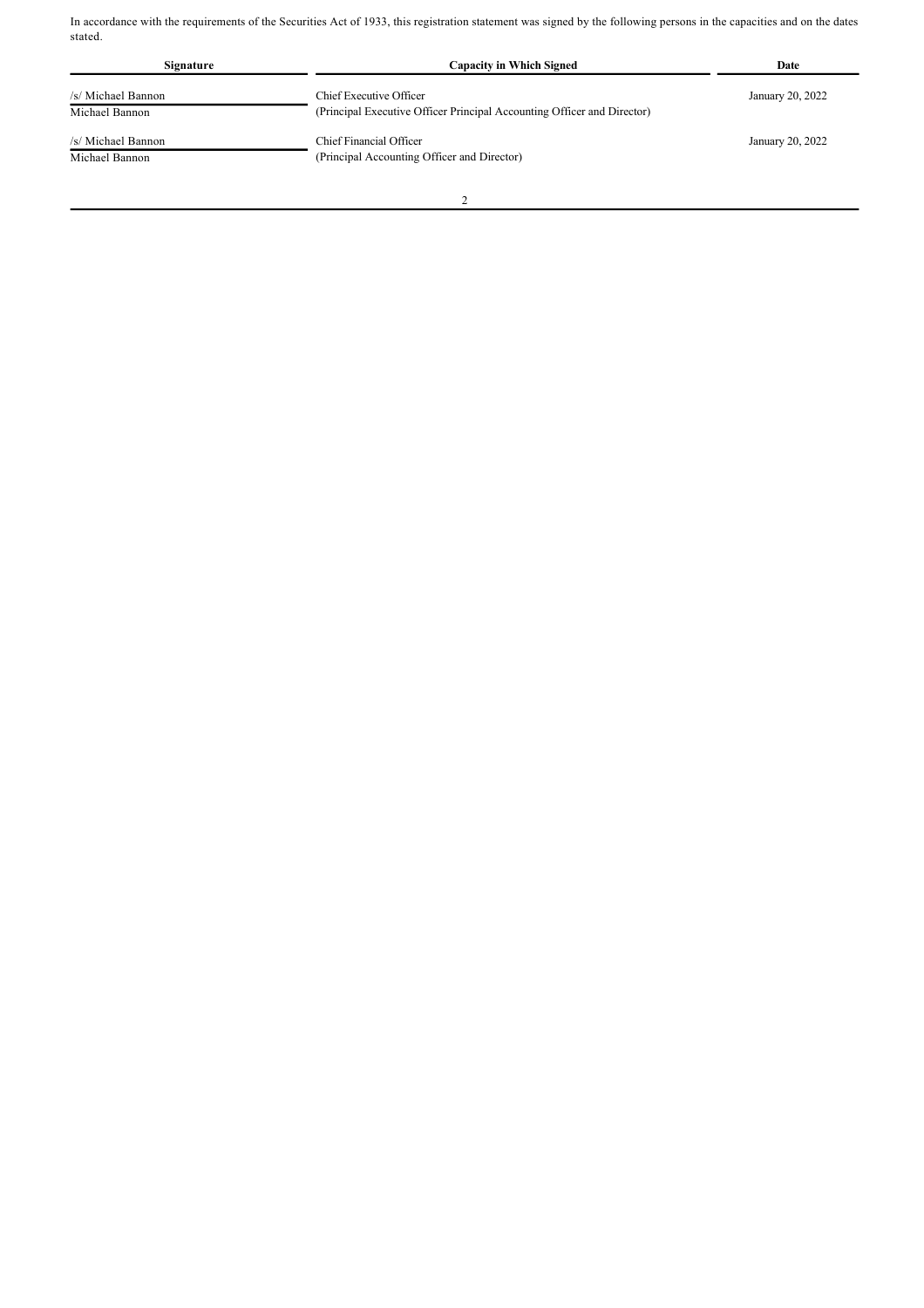In accordance with the requirements of the Securities Act of 1933, this registration statement was signed by the following persons in the capacities and on the dates stated.

| Signature | Capacity in Which Signed | Date |
| --- | --- | --- |
| /s/ Michael Bannon<br>Michael Bannon | Chief Executive Officer<br>(Principal Executive Officer Principal Accounting Officer and Director) | January 20, 2022 |
| /s/ Michael Bannon<br>Michael Bannon | Chief Financial Officer<br>(Principal Accounting Officer and Director) | January 20, 2022 |